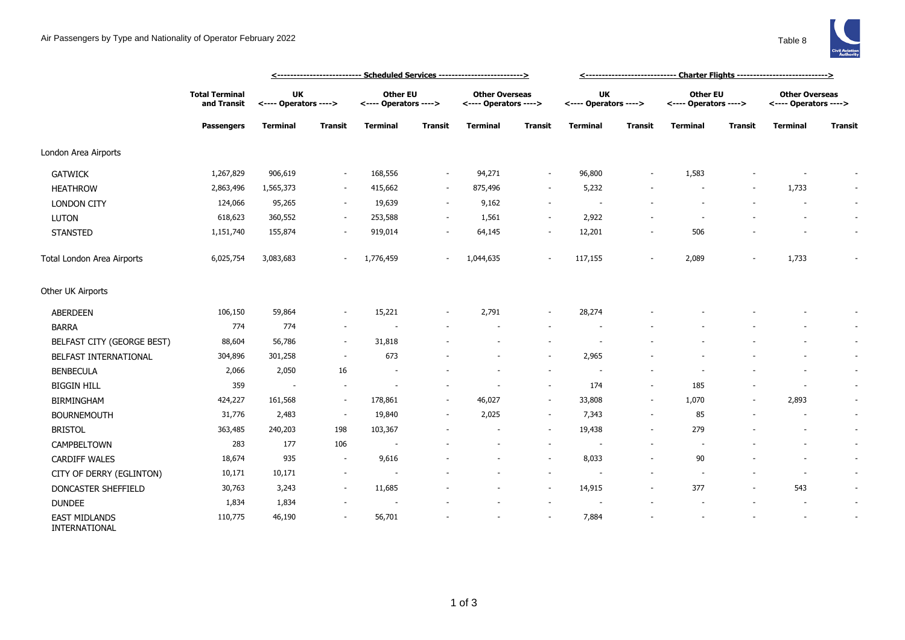# Air Passengers by Type and Nationality of Operator February 2022

Table 8

| | Total Terminal and Transit | Scheduled Services | | | | | | Charter Flights | | | | | |
|---|---|---|---|---|---|---|---|---|---|---|---|---|---|
| | | UK <---- Operators ----> | | Other EU <---- Operators ----> | | Other Overseas <---- Operators ----> | | UK <---- Operators ----> | | Other EU <---- Operators ----> | | Other Overseas <---- Operators ----> | |
| | Passengers | Terminal | Transit | Terminal | Transit | Terminal | Transit | Terminal | Transit | Terminal | Transit | Terminal | Transit |
| London Area Airports | | | | | | | | | | | | | |
| GATWICK | 1,267,829 | 906,619 | - | 168,556 | - | 94,271 | - | 96,800 | - | 1,583 | - | - | - |
| HEATHROW | 2,863,496 | 1,565,373 | - | 415,662 | - | 875,496 | - | 5,232 | - | - | - | 1,733 | - |
| LONDON CITY | 124,066 | 95,265 | - | 19,639 | - | 9,162 | - | - | - | - | - | - | - |
| LUTON | 618,623 | 360,552 | - | 253,588 | - | 1,561 | - | 2,922 | - | - | - | - | - |
| STANSTED | 1,151,740 | 155,874 | - | 919,014 | - | 64,145 | - | 12,201 | - | 506 | - | - | - |
| Total London Area Airports | 6,025,754 | 3,083,683 | - | 1,776,459 | - | 1,044,635 | - | 117,155 | - | 2,089 | - | 1,733 | - |
| Other UK Airports | | | | | | | | | | | | | |
| ABERDEEN | 106,150 | 59,864 | - | 15,221 | - | 2,791 | - | 28,274 | - | - | - | - | - |
| BARRA | 774 | 774 | - | - | - | - | - | - | - | - | - | - | - |
| BELFAST CITY (GEORGE BEST) | 88,604 | 56,786 | - | 31,818 | - | - | - | - | - | - | - | - | - |
| BELFAST INTERNATIONAL | 304,896 | 301,258 | - | 673 | - | - | - | 2,965 | - | - | - | - | - |
| BENBECULA | 2,066 | 2,050 | 16 | - | - | - | - | - | - | - | - | - | - |
| BIGGIN HILL | 359 | - | - | - | - | - | - | 174 | - | 185 | - | - | - |
| BIRMINGHAM | 424,227 | 161,568 | - | 178,861 | - | 46,027 | - | 33,808 | - | 1,070 | - | 2,893 | - |
| BOURNEMOUTH | 31,776 | 2,483 | - | 19,840 | - | 2,025 | - | 7,343 | - | 85 | - | - | - |
| BRISTOL | 363,485 | 240,203 | 198 | 103,367 | - | - | - | 19,438 | - | 279 | - | - | - |
| CAMPBELTOWN | 283 | 177 | 106 | - | - | - | - | - | - | - | - | - | - |
| CARDIFF WALES | 18,674 | 935 | - | 9,616 | - | - | - | 8,033 | - | 90 | - | - | - |
| CITY OF DERRY (EGLINTON) | 10,171 | 10,171 | - | - | - | - | - | - | - | - | - | - | - |
| DONCASTER SHEFFIELD | 30,763 | 3,243 | - | 11,685 | - | - | - | 14,915 | - | 377 | - | 543 | - |
| DUNDEE | 1,834 | 1,834 | - | - | - | - | - | - | - | - | - | - | - |
| EAST MIDLANDS INTERNATIONAL | 110,775 | 46,190 | - | 56,701 | - | - | - | 7,884 | - | - | - | - | - |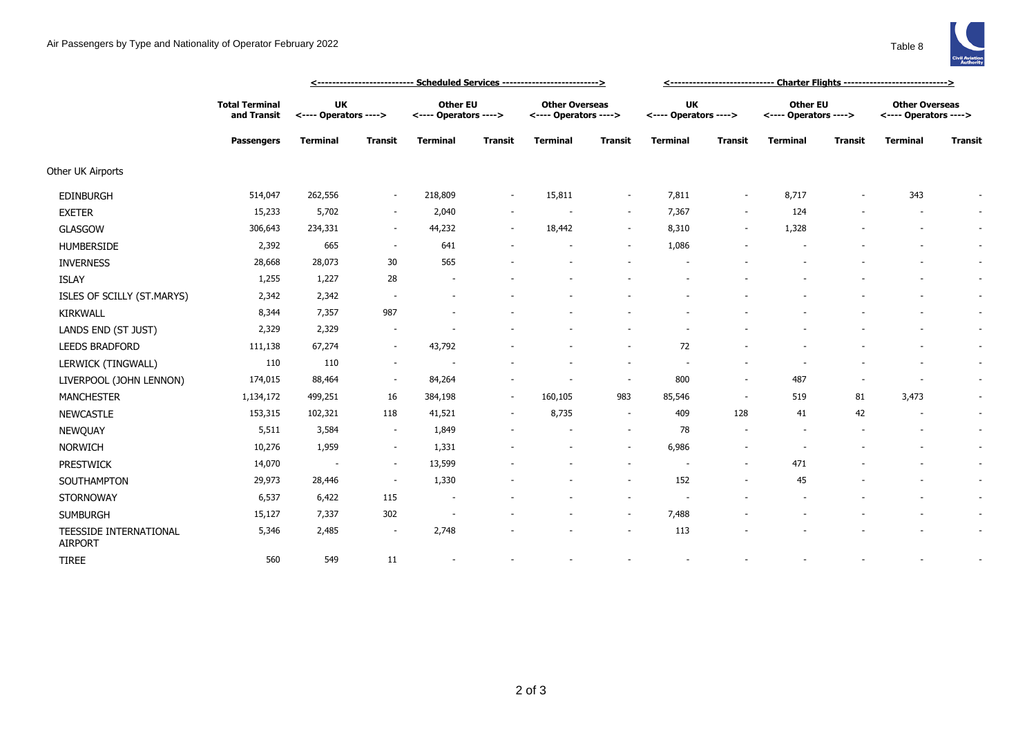Air Passengers by Type and Nationality of Operator February 2022

Table 8

| | Total Terminal and Transit | Scheduled Services | | | | | | Charter Flights | | | | | |
|---|---|---|---|---|---|---|---|---|---|---|---|---|---|
| | | UK Operators | | Other EU Operators | | Other Overseas Operators | | UK Operators | | Other EU Operators | | Other Overseas Operators | |
| | Passengers | Terminal | Transit | Terminal | Transit | Terminal | Transit | Terminal | Transit | Terminal | Transit | Terminal | Transit |
| Other UK Airports | | | | | | | | | | | | | |
| EDINBURGH | 514,047 | 262,556 | - | 218,809 | - | 15,811 | - | 7,811 | - | 8,717 | - | 343 | - |
| EXETER | 15,233 | 5,702 | - | 2,040 | - | - | - | 7,367 | - | 124 | - | - | - |
| GLASGOW | 306,643 | 234,331 | - | 44,232 | - | 18,442 | - | 8,310 | - | 1,328 | - | - | - |
| HUMBERSIDE | 2,392 | 665 | - | 641 | - | - | - | 1,086 | - | - | - | - | - |
| INVERNESS | 28,668 | 28,073 | 30 | 565 | - | - | - | - | - | - | - | - | - |
| ISLAY | 1,255 | 1,227 | 28 | - | - | - | - | - | - | - | - | - | - |
| ISLES OF SCILLY (ST.MARYS) | 2,342 | 2,342 | - | - | - | - | - | - | - | - | - | - | - |
| KIRKWALL | 8,344 | 7,357 | 987 | - | - | - | - | - | - | - | - | - | - |
| LANDS END (ST JUST) | 2,329 | 2,329 | - | - | - | - | - | - | - | - | - | - | - |
| LEEDS BRADFORD | 111,138 | 67,274 | - | 43,792 | - | - | - | 72 | - | - | - | - | - |
| LERWICK (TINGWALL) | 110 | 110 | - | - | - | - | - | - | - | - | - | - | - |
| LIVERPOOL (JOHN LENNON) | 174,015 | 88,464 | - | 84,264 | - | - | - | 800 | - | 487 | - | - | - |
| MANCHESTER | 1,134,172 | 499,251 | 16 | 384,198 | - | 160,105 | 983 | 85,546 | - | 519 | 81 | 3,473 | - |
| NEWCASTLE | 153,315 | 102,321 | 118 | 41,521 | - | 8,735 | - | 409 | 128 | 41 | 42 | - | - |
| NEWQUAY | 5,511 | 3,584 | - | 1,849 | - | - | - | 78 | - | - | - | - | - |
| NORWICH | 10,276 | 1,959 | - | 1,331 | - | - | - | 6,986 | - | - | - | - | - |
| PRESTWICK | 14,070 | - | - | 13,599 | - | - | - | - | - | 471 | - | - | - |
| SOUTHAMPTON | 29,973 | 28,446 | - | 1,330 | - | - | - | 152 | - | 45 | - | - | - |
| STORNOWAY | 6,537 | 6,422 | 115 | - | - | - | - | - | - | - | - | - | - |
| SUMBURGH | 15,127 | 7,337 | 302 | - | - | - | - | 7,488 | - | - | - | - | - |
| TEESSIDE INTERNATIONAL AIRPORT | 5,346 | 2,485 | - | 2,748 | - | - | - | 113 | - | - | - | - | - |
| TIREE | 560 | 549 | 11 | - | - | - | - | - | - | - | - | - | - |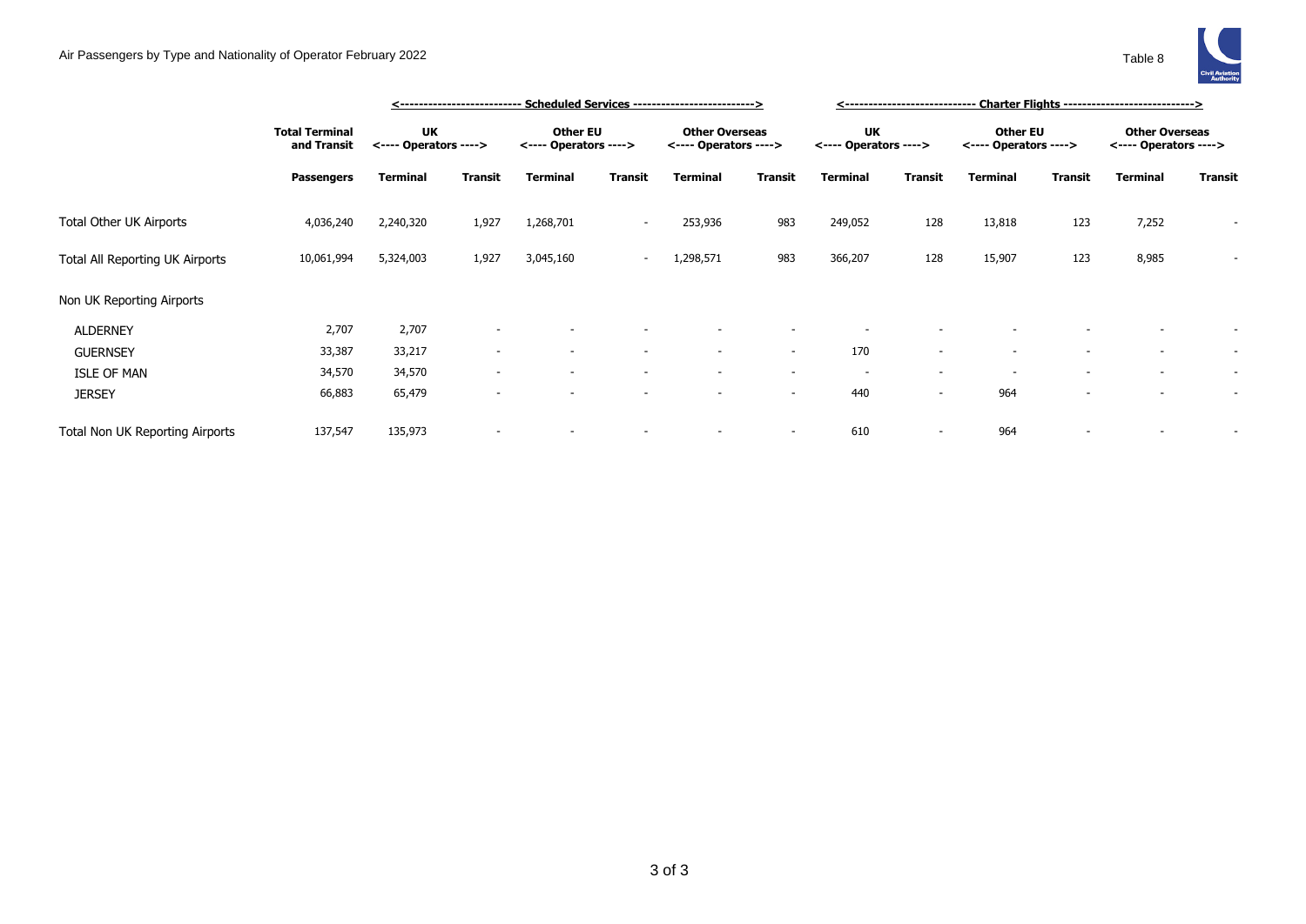Air Passengers by Type and Nationality of Operator February 2022

Table 8

| | Total Terminal and Transit | Scheduled Services | | | | | | Charter Flights | | | | | |
|---|---|---|---|---|---|---|---|---|---|---|---|---|---|
| | | UK <---- Operators ----> | | Other EU <---- Operators ----> | | Other Overseas <---- Operators ----> | | UK <---- Operators ----> | | Other EU <---- Operators ----> | | Other Overseas <---- Operators ----> | |
| | **Passengers** | **Terminal** | **Transit** | **Terminal** | **Transit** | **Terminal** | **Transit** | **Terminal** | **Transit** | **Terminal** | **Transit** | **Terminal** | **Transit** |
| Total Other UK Airports | 4,036,240 | 2,240,320 | 1,927 | 1,268,701 | - | 253,936 | 983 | 249,052 | 128 | 13,818 | 123 | 7,252 | - |
| Total All Reporting UK Airports | 10,061,994 | 5,324,003 | 1,927 | 3,045,160 | - | 1,298,571 | 983 | 366,207 | 128 | 15,907 | 123 | 8,985 | - |
| Non UK Reporting Airports | | | | | | | | | | | | | |
| ALDERNEY | 2,707 | 2,707 | - | - | - | - | - | - | - | - | - | - | - |
| GUERNSEY | 33,387 | 33,217 | - | - | - | - | - | 170 | - | - | - | - | - |
| ISLE OF MAN | 34,570 | 34,570 | - | - | - | - | - | - | - | - | - | - | - |
| JERSEY | 66,883 | 65,479 | - | - | - | - | - | 440 | - | 964 | - | - | - |
| Total Non UK Reporting Airports | 137,547 | 135,973 | - | - | - | - | - | 610 | - | 964 | - | - | - |